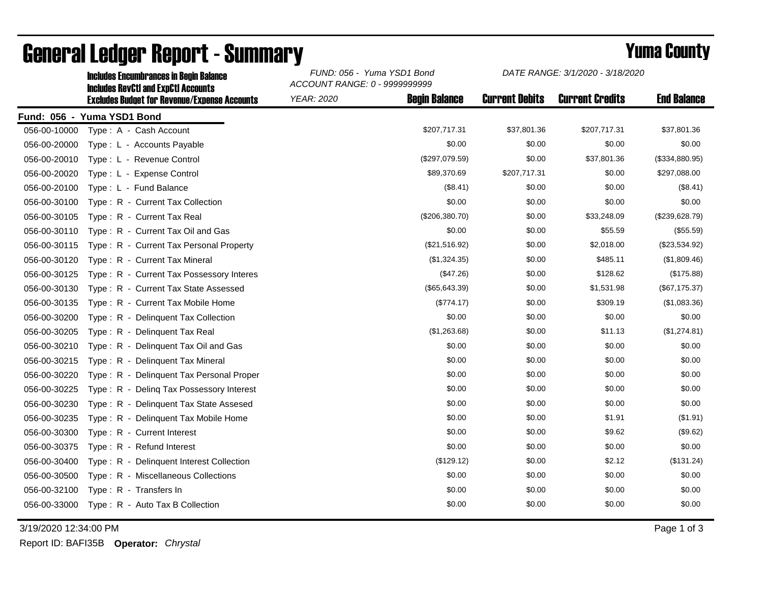# General Ledger Report - Summary

## Yuma County

**Includes Encumbrances in Begin Balance**
**Includes RevCtl and ExpCtl Accounts**
**Excludes Budget for Revenue/Expense Accounts**

*FUND: 056 - Yuma YSD1 Bond*
*ACCOUNT RANGE: 0 - 9999999999*
*YEAR: 2020*

*DATE RANGE: 3/1/2020 - 3/18/2020*

**Fund: 056 - Yuma YSD1 Bond**

| Account | Description | Begin Balance | Current Debits | Current Credits | End Balance |
|---|---|---|---|---|---|
| 056-00-10000 | Type : A - Cash Account | $207,717.31 | $37,801.36 | $207,717.31 | $37,801.36 |
| 056-00-20000 | Type : L - Accounts Payable | $0.00 | $0.00 | $0.00 | $0.00 |
| 056-00-20010 | Type : L - Revenue Control | ($297,079.59) | $0.00 | $37,801.36 | ($334,880.95) |
| 056-00-20020 | Type : L - Expense Control | $89,370.69 | $207,717.31 | $0.00 | $297,088.00 |
| 056-00-20100 | Type : L - Fund Balance | ($8.41) | $0.00 | $0.00 | ($8.41) |
| 056-00-30100 | Type : R - Current Tax Collection | $0.00 | $0.00 | $0.00 | $0.00 |
| 056-00-30105 | Type : R - Current Tax Real | ($206,380.70) | $0.00 | $33,248.09 | ($239,628.79) |
| 056-00-30110 | Type : R - Current Tax Oil and Gas | $0.00 | $0.00 | $55.59 | ($55.59) |
| 056-00-30115 | Type : R - Current Tax Personal Property | ($21,516.92) | $0.00 | $2,018.00 | ($23,534.92) |
| 056-00-30120 | Type : R - Current Tax Mineral | ($1,324.35) | $0.00 | $485.11 | ($1,809.46) |
| 056-00-30125 | Type : R - Current Tax Possessory Interes | ($47.26) | $0.00 | $128.62 | ($175.88) |
| 056-00-30130 | Type : R - Current Tax State Assessed | ($65,643.39) | $0.00 | $1,531.98 | ($67,175.37) |
| 056-00-30135 | Type : R - Current Tax Mobile Home | ($774.17) | $0.00 | $309.19 | ($1,083.36) |
| 056-00-30200 | Type : R - Delinquent Tax Collection | $0.00 | $0.00 | $0.00 | $0.00 |
| 056-00-30205 | Type : R - Delinquent Tax Real | ($1,263.68) | $0.00 | $11.13 | ($1,274.81) |
| 056-00-30210 | Type : R - Delinquent Tax Oil and Gas | $0.00 | $0.00 | $0.00 | $0.00 |
| 056-00-30215 | Type : R - Delinquent Tax Mineral | $0.00 | $0.00 | $0.00 | $0.00 |
| 056-00-30220 | Type : R - Delinquent Tax Personal Proper | $0.00 | $0.00 | $0.00 | $0.00 |
| 056-00-30225 | Type : R - Delinq Tax Possessory Interest | $0.00 | $0.00 | $0.00 | $0.00 |
| 056-00-30230 | Type : R - Delinquent Tax State Assesed | $0.00 | $0.00 | $0.00 | $0.00 |
| 056-00-30235 | Type : R - Delinquent Tax Mobile Home | $0.00 | $0.00 | $1.91 | ($1.91) |
| 056-00-30300 | Type : R - Current Interest | $0.00 | $0.00 | $9.62 | ($9.62) |
| 056-00-30375 | Type : R - Refund Interest | $0.00 | $0.00 | $0.00 | $0.00 |
| 056-00-30400 | Type : R - Delinquent Interest Collection | ($129.12) | $0.00 | $2.12 | ($131.24) |
| 056-00-30500 | Type : R - Miscellaneous Collections | $0.00 | $0.00 | $0.00 | $0.00 |
| 056-00-32100 | Type : R - Transfers In | $0.00 | $0.00 | $0.00 | $0.00 |
| 056-00-33000 | Type : R - Auto Tax B Collection | $0.00 | $0.00 | $0.00 | $0.00 |

3/19/2020 12:34:00 PM

Report ID: BAFI35B **Operator:** *Chrystal*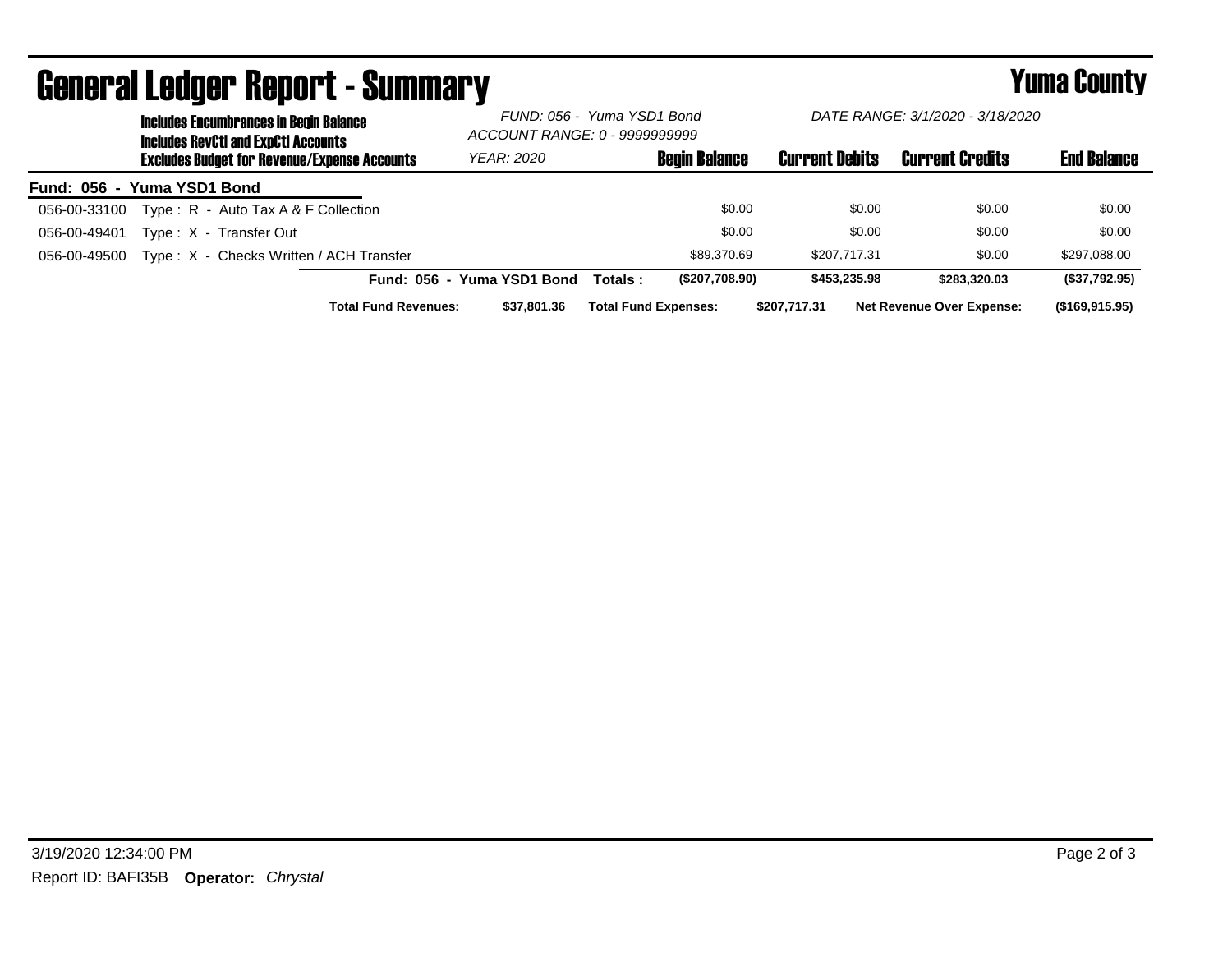# General Ledger Report - Summary

**Yuma County**

**Includes Encumbrances in Begin Balance**
**Includes RevCtl and ExpCtl Accounts**
**Excludes Budget for Revenue/Expense Accounts**

*FUND: 056 - Yuma YSD1 Bond*
*ACCOUNT RANGE: 0 - 9999999999*
*YEAR: 2020*

*DATE RANGE: 3/1/2020 - 3/18/2020*

**Fund: 056 - Yuma YSD1 Bond**

| Account | Description | Begin Balance | Current Debits | Current Credits | End Balance |
|---|---|---|---|---|---|
| 056-00-33100 | Type : R - Auto Tax A & F Collection | $0.00 | $0.00 | $0.00 | $0.00 |
| 056-00-49401 | Type : X - Transfer Out | $0.00 | $0.00 | $0.00 | $0.00 |
| 056-00-49500 | Type : X - Checks Written / ACH Transfer | $89,370.69 | $207,717.31 | $0.00 | $297,088.00 |
| | **Fund: 056 - Yuma YSD1 Bond Totals :** | **($207,708.90)** | **$453,235.98** | **$283,320.03** | **($37,792.95)** |

**Total Fund Revenues:** $37,801.36 **Total Fund Expenses:** $207,717.31 **Net Revenue Over Expense:** ($169,915.95)

3/19/2020 12:34:00 PM

Report ID: BAFI35B **Operator:** *Chrystal*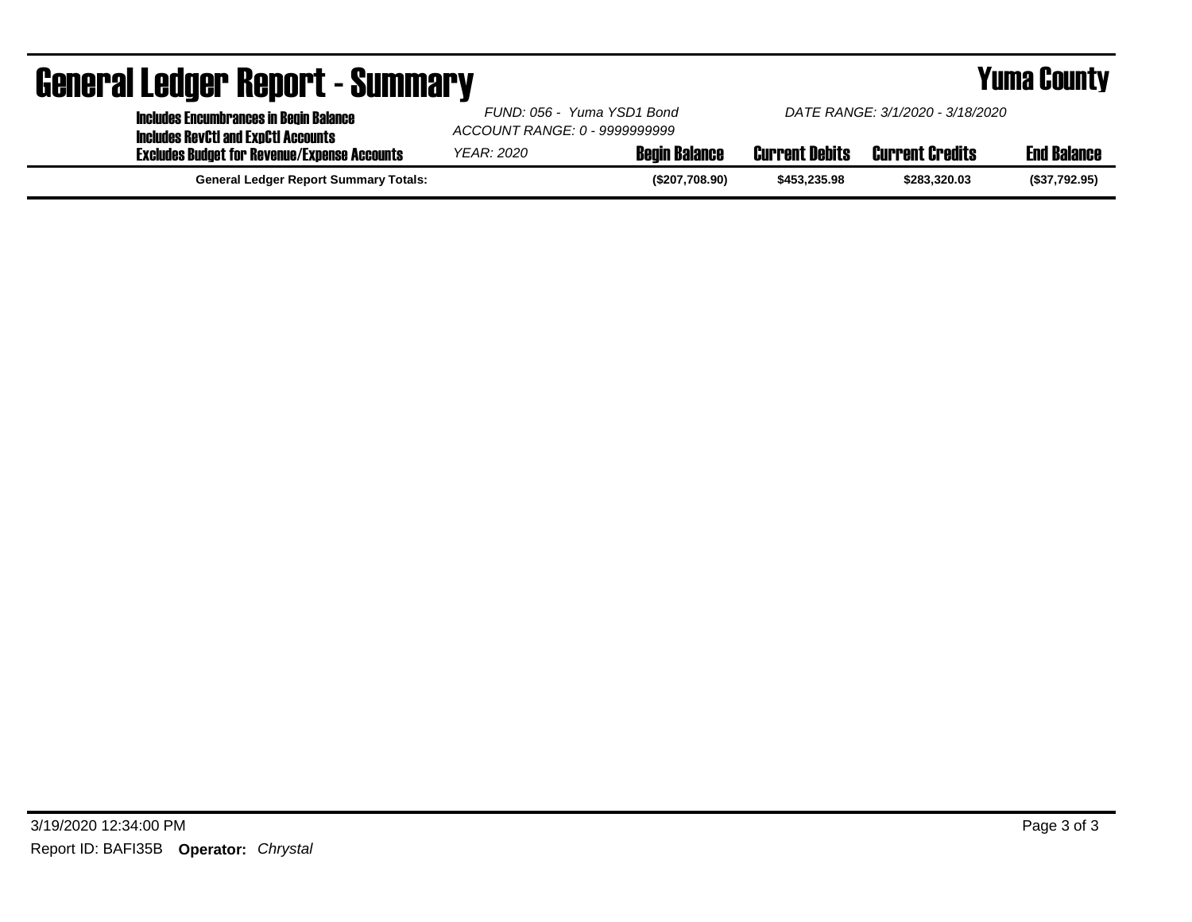# General Ledger Report - Summary

**Yuma County**

**Includes Encumbrances in Begin Balance**
**Includes RevCtl and ExpCtl Accounts**
**Excludes Budget for Revenue/Expense Accounts**

*FUND: 056 - Yuma YSD1 Bond*
*ACCOUNT RANGE: 0 - 9999999999*
*YEAR: 2020*

*DATE RANGE: 3/1/2020 - 3/18/2020*

| | Begin Balance | Current Debits | Current Credits | End Balance |
|---|---|---|---|---|
| **General Ledger Report Summary Totals:** | **($207,708.90)** | **$453,235.98** | **$283,320.03** | **($37,792.95)** |

3/19/2020 12:34:00 PM

Report ID: BAFI35B **Operator:** *Chrystal*